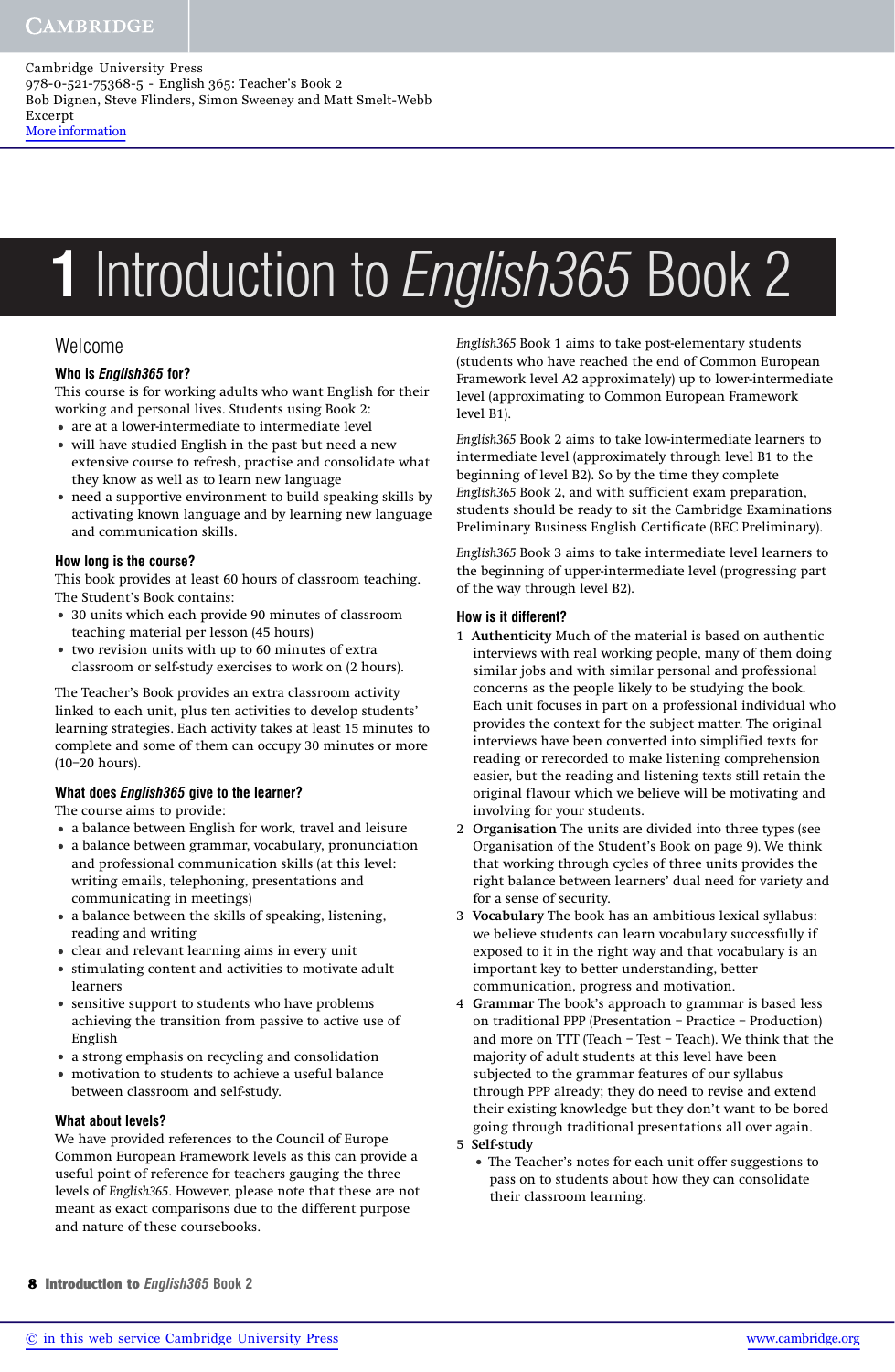Cambridge University Press
978-0-521-75368-5 - English 365: Teacher's Book 2
Bob Dignen, Steve Flinders, Simon Sweeney and Matt Smelt-Webb
Excerpt
More information

# 1 Introduction to *English365* Book 2

## Welcome

### Who is *English365* for?

This course is for working adults who want English for their working and personal lives. Students using Book 2:

- are at a lower-intermediate to intermediate level
- will have studied English in the past but need a new extensive course to refresh, practise and consolidate what they know as well as to learn new language
- need a supportive environment to build speaking skills by activating known language and by learning new language and communication skills.

### How long is the course?

This book provides at least 60 hours of classroom teaching. The Student's Book contains:

- 30 units which each provide 90 minutes of classroom teaching material per lesson (45 hours)
- two revision units with up to 60 minutes of extra classroom or self-study exercises to work on (2 hours).

The Teacher's Book provides an extra classroom activity linked to each unit, plus ten activities to develop students' learning strategies. Each activity takes at least 15 minutes to complete and some of them can occupy 30 minutes or more (10–20 hours).

### What does *English365* give to the learner?

The course aims to provide:

- a balance between English for work, travel and leisure
- a balance between grammar, vocabulary, pronunciation and professional communication skills (at this level: writing emails, telephoning, presentations and communicating in meetings)
- a balance between the skills of speaking, listening, reading and writing
- clear and relevant learning aims in every unit
- stimulating content and activities to motivate adult learners
- sensitive support to students who have problems achieving the transition from passive to active use of English
- a strong emphasis on recycling and consolidation
- motivation to students to achieve a useful balance between classroom and self-study.

### What about levels?

We have provided references to the Council of Europe Common European Framework levels as this can provide a useful point of reference for teachers gauging the three levels of *English365*. However, please note that these are not meant as exact comparisons due to the different purpose and nature of these coursebooks.

*English365* Book 1 aims to take post-elementary students (students who have reached the end of Common European Framework level A2 approximately) up to lower-intermediate level (approximating to Common European Framework level B1).

*English365* Book 2 aims to take low-intermediate learners to intermediate level (approximately through level B1 to the beginning of level B2). So by the time they complete *English365* Book 2, and with sufficient exam preparation, students should be ready to sit the Cambridge Examinations Preliminary Business English Certificate (BEC Preliminary).

*English365* Book 3 aims to take intermediate level learners to the beginning of upper-intermediate level (progressing part of the way through level B2).

### How is it different?

1. **Authenticity** Much of the material is based on authentic interviews with real working people, many of them doing similar jobs and with similar personal and professional concerns as the people likely to be studying the book. Each unit focuses in part on a professional individual who provides the context for the subject matter. The original interviews have been converted into simplified texts for reading or rerecorded to make listening comprehension easier, but the reading and listening texts still retain the original flavour which we believe will be motivating and involving for your students.
2. **Organisation** The units are divided into three types (see Organisation of the Student's Book on page 9). We think that working through cycles of three units provides the right balance between learners' dual need for variety and for a sense of security.
3. **Vocabulary** The book has an ambitious lexical syllabus: we believe students can learn vocabulary successfully if exposed to it in the right way and that vocabulary is an important key to better understanding, better communication, progress and motivation.
4. **Grammar** The book's approach to grammar is based less on traditional PPP (Presentation – Practice – Production) and more on TTT (Teach – Test – Teach). We think that the majority of adult students at this level have been subjected to the grammar features of our syllabus through PPP already; they do need to revise and extend their existing knowledge but they don't want to be bored going through traditional presentations all over again.
5. **Self-study**
   - The Teacher's notes for each unit offer suggestions to pass on to students about how they can consolidate their classroom learning.

© in this web service Cambridge University Press www.cambridge.org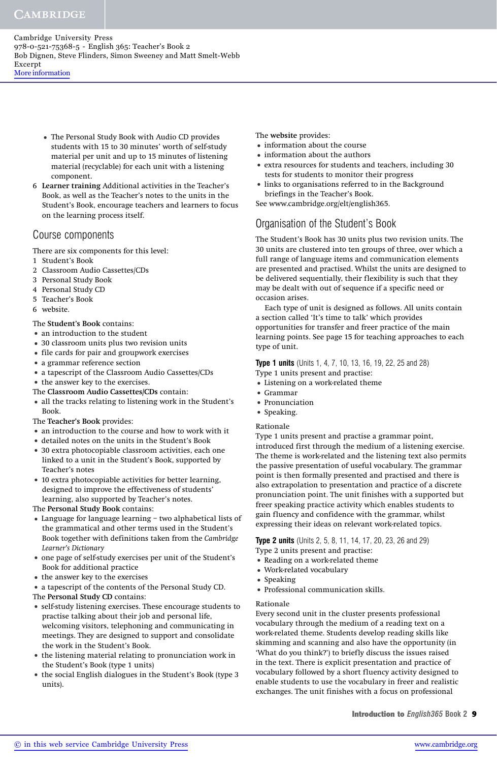- The Personal Study Book with Audio CD provides students with 15 to 30 minutes' worth of self-study material per unit and up to 15 minutes of listening material (recyclable) for each unit with a listening component.

6 **Learner training** Additional activities in the Teacher's Book, as well as the Teacher's notes to the units in the Student's Book, encourage teachers and learners to focus on the learning process itself.

## Course components

There are six components for this level:

1 Student's Book
2 Classroom Audio Cassettes/CDs
3 Personal Study Book
4 Personal Study CD
5 Teacher's Book
6 website.

The **Student's Book** contains:

- an introduction to the student
- 30 classroom units plus two revision units
- file cards for pair and groupwork exercises
- a grammar reference section
- a tapescript of the Classroom Audio Cassettes/CDs
- the answer key to the exercises.

The **Classroom Audio Cassettes/CDs** contain:

- all the tracks relating to listening work in the Student's Book.

The **Teacher's Book** provides:

- an introduction to the course and how to work with it
- detailed notes on the units in the Student's Book
- 30 extra photocopiable classroom activities, each one linked to a unit in the Student's Book, supported by Teacher's notes
- 10 extra photocopiable activities for better learning, designed to improve the effectiveness of students' learning, also supported by Teacher's notes.

The **Personal Study Book** contains:

- Language for language learning – two alphabetical lists of the grammatical and other terms used in the Student's Book together with definitions taken from the *Cambridge Learner's Dictionary*
- one page of self-study exercises per unit of the Student's Book for additional practice
- the answer key to the exercises
- a tapescript of the contents of the Personal Study CD.

The **Personal Study CD** contains:

- self-study listening exercises. These encourage students to practise talking about their job and personal life, welcoming visitors, telephoning and communicating in meetings. They are designed to support and consolidate the work in the Student's Book.
- the listening material relating to pronunciation work in the Student's Book (type 1 units)
- the social English dialogues in the Student's Book (type 3 units).

The **website** provides:

- information about the course
- information about the authors
- extra resources for students and teachers, including 30 tests for students to monitor their progress
- links to organisations referred to in the Background briefings in the Teacher's Book.

See www.cambridge.org/elt/english365.

## Organisation of the Student's Book

The Student's Book has 30 units plus two revision units. The 30 units are clustered into ten groups of three, over which a full range of language items and communication elements are presented and practised. Whilst the units are designed to be delivered sequentially, their flexibility is such that they may be dealt with out of sequence if a specific need or occasion arises.

Each type of unit is designed as follows. All units contain a section called 'It's time to talk' which provides opportunities for transfer and freer practice of the main learning points. See page 15 for teaching approaches to each type of unit.

### Type 1 units (Units 1, 4, 7, 10, 13, 16, 19, 22, 25 and 28)

Type 1 units present and practise:

- Listening on a work-related theme
- Grammar
- Pronunciation
- Speaking.

**Rationale**

Type 1 units present and practise a grammar point, introduced first through the medium of a listening exercise. The theme is work-related and the listening text also permits the passive presentation of useful vocabulary. The grammar point is then formally presented and practised and there is also extrapolation to presentation and practice of a discrete pronunciation point. The unit finishes with a supported but freer speaking practice activity which enables students to gain fluency and confidence with the grammar, whilst expressing their ideas on relevant work-related topics.

### Type 2 units (Units 2, 5, 8, 11, 14, 17, 20, 23, 26 and 29)

Type 2 units present and practise:

- Reading on a work-related theme
- Work-related vocabulary
- Speaking
- Professional communication skills.

**Rationale**

Every second unit in the cluster presents professional vocabulary through the medium of a reading text on a work-related theme. Students develop reading skills like skimming and scanning and also have the opportunity (in 'What do you think?') to briefly discuss the issues raised in the text. There is explicit presentation and practice of vocabulary followed by a short fluency activity designed to enable students to use the vocabulary in freer and realistic exchanges. The unit finishes with a focus on professional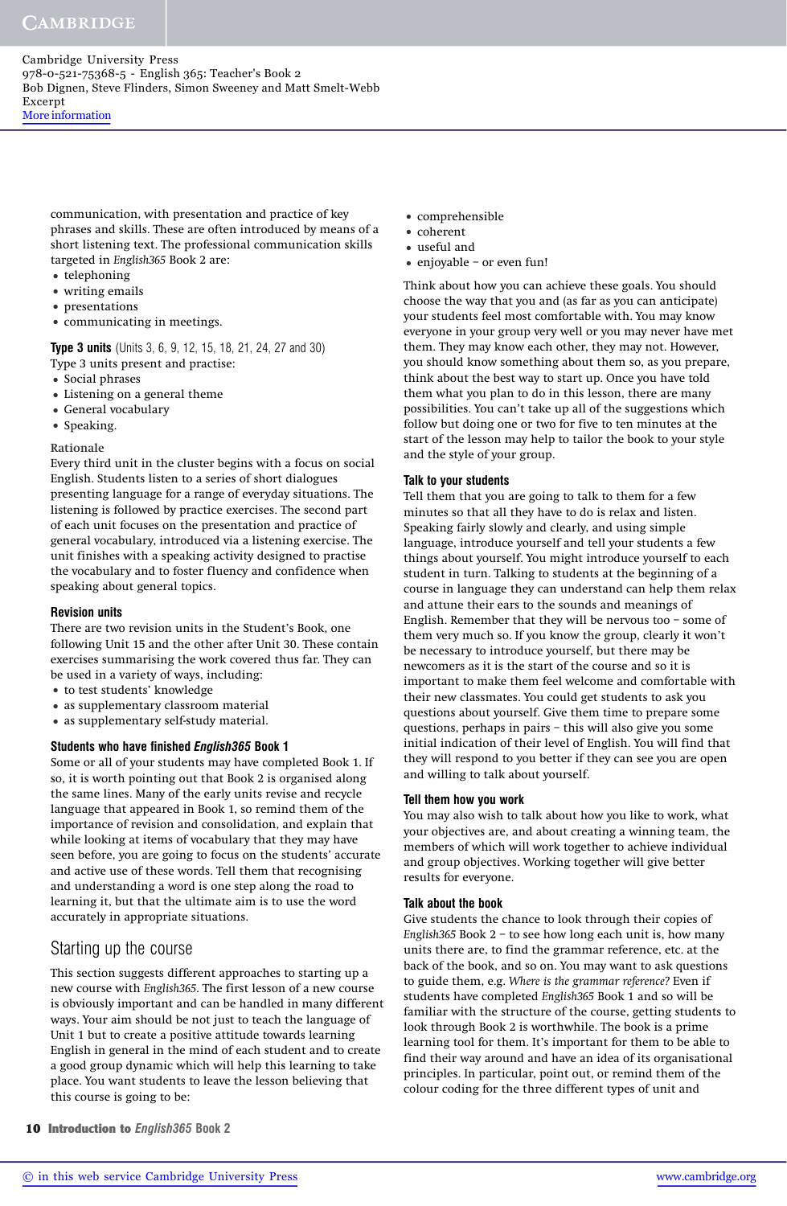communication, with presentation and practice of key phrases and skills. These are often introduced by means of a short listening text. The professional communication skills targeted in *English365* Book 2 are:

- telephoning
- writing emails
- presentations
- communicating in meetings.

**Type 3 units** (Units 3, 6, 9, 12, 15, 18, 21, 24, 27 and 30)

Type 3 units present and practise:

- Social phrases
- Listening on a general theme
- General vocabulary
- Speaking.

**Rationale**

Every third unit in the cluster begins with a focus on social English. Students listen to a series of short dialogues presenting language for a range of everyday situations. The listening is followed by practice exercises. The second part of each unit focuses on the presentation and practice of general vocabulary, introduced via a listening exercise. The unit finishes with a speaking activity designed to practise the vocabulary and to foster fluency and confidence when speaking about general topics.

### Revision units

There are two revision units in the Student's Book, one following Unit 15 and the other after Unit 30. These contain exercises summarising the work covered thus far. They can be used in a variety of ways, including:

- to test students' knowledge
- as supplementary classroom material
- as supplementary self-study material.

### Students who have finished *English365* Book 1

Some or all of your students may have completed Book 1. If so, it is worth pointing out that Book 2 is organised along the same lines. Many of the early units revise and recycle language that appeared in Book 1, so remind them of the importance of revision and consolidation, and explain that while looking at items of vocabulary that they may have seen before, you are going to focus on the students' accurate and active use of these words. Tell them that recognising and understanding a word is one step along the road to learning it, but that the ultimate aim is to use the word accurately in appropriate situations.

## Starting up the course

This section suggests different approaches to starting up a new course with *English365*. The first lesson of a new course is obviously important and can be handled in many different ways. Your aim should be not just to teach the language of Unit 1 but to create a positive attitude towards learning English in general in the mind of each student and to create a good group dynamic which will help this learning to take place. You want students to leave the lesson believing that this course is going to be:

- comprehensible
- coherent
- useful and
- enjoyable – or even fun!

Think about how you can achieve these goals. You should choose the way that you and (as far as you can anticipate) your students feel most comfortable with. You may know everyone in your group very well or you may never have met them. They may know each other, they may not. However, you should know something about them so, as you prepare, think about the best way to start up. Once you have told them what you plan to do in this lesson, there are many possibilities. You can't take up all of the suggestions which follow but doing one or two for five to ten minutes at the start of the lesson may help to tailor the book to your style and the style of your group.

### Talk to your students

Tell them that you are going to talk to them for a few minutes so that all they have to do is relax and listen. Speaking fairly slowly and clearly, and using simple language, introduce yourself and tell your students a few things about yourself. You might introduce yourself to each student in turn. Talking to students at the beginning of a course in language they can understand can help them relax and attune their ears to the sounds and meanings of English. Remember that they will be nervous too – some of them very much so. If you know the group, clearly it won't be necessary to introduce yourself, but there may be newcomers as it is the start of the course and so it is important to make them feel welcome and comfortable with their new classmates. You could get students to ask you questions about yourself. Give them time to prepare some questions, perhaps in pairs – this will also give you some initial indication of their level of English. You will find that they will respond to you better if they can see you are open and willing to talk about yourself.

### Tell them how you work

You may also wish to talk about how you like to work, what your objectives are, and about creating a winning team, the members of which will work together to achieve individual and group objectives. Working together will give better results for everyone.

### Talk about the book

Give students the chance to look through their copies of *English365* Book 2 – to see how long each unit is, how many units there are, to find the grammar reference, etc. at the back of the book, and so on. You may want to ask questions to guide them, e.g. *Where is the grammar reference?* Even if students have completed *English365* Book 1 and so will be familiar with the structure of the course, getting students to look through Book 2 is worthwhile. The book is a prime learning tool for them. It's important for them to be able to find their way around and have an idea of its organisational principles. In particular, point out, or remind them of the colour coding for the three different types of unit and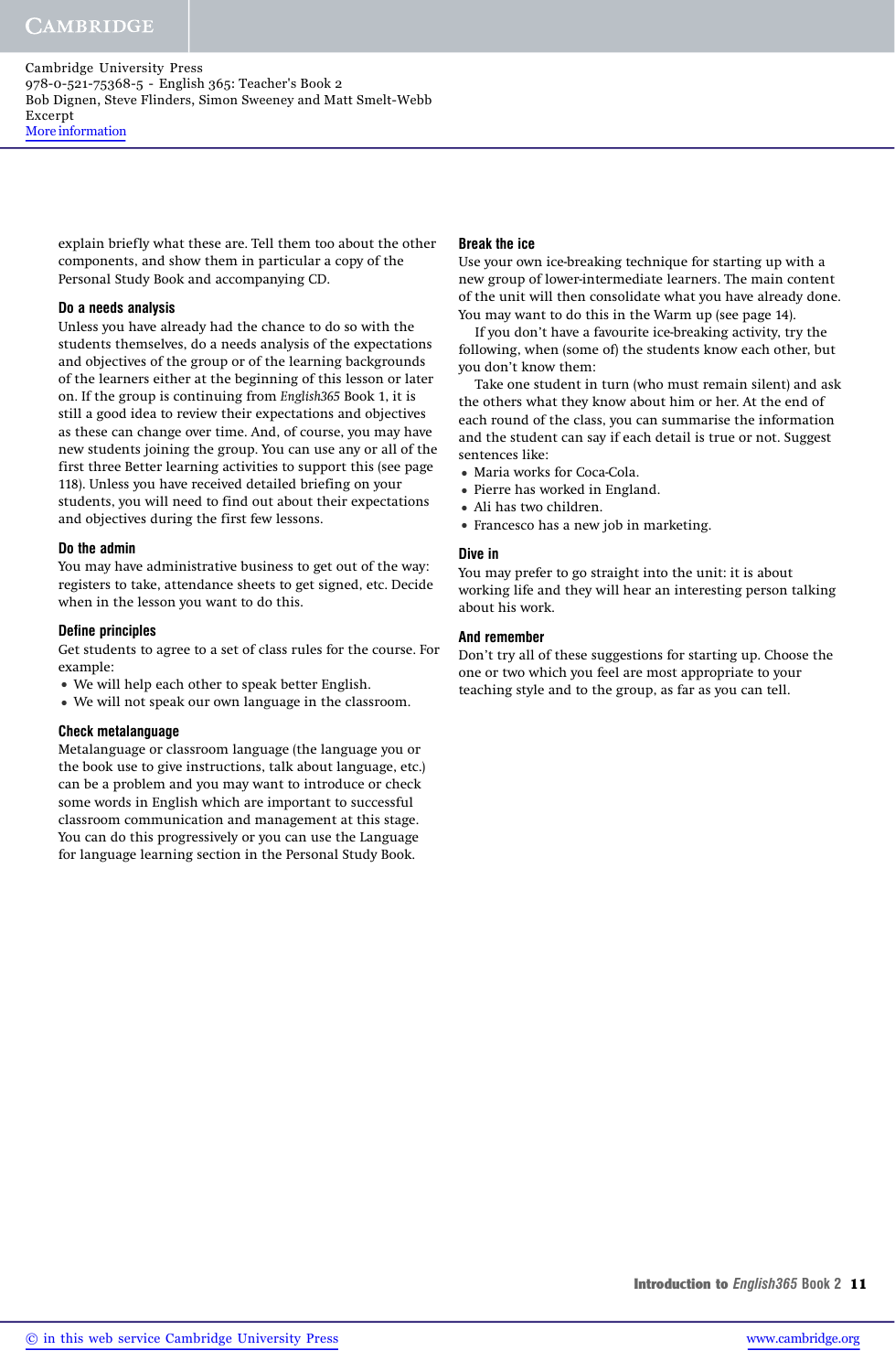explain briefly what these are. Tell them too about the other components, and show them in particular a copy of the Personal Study Book and accompanying CD.

### Do a needs analysis

Unless you have already had the chance to do so with the students themselves, do a needs analysis of the expectations and objectives of the group or of the learning backgrounds of the learners either at the beginning of this lesson or later on. If the group is continuing from *English365* Book 1, it is still a good idea to review their expectations and objectives as these can change over time. And, of course, you may have new students joining the group. You can use any or all of the first three Better learning activities to support this (see page 118). Unless you have received detailed briefing on your students, you will need to find out about their expectations and objectives during the first few lessons.

### Do the admin

You may have administrative business to get out of the way: registers to take, attendance sheets to get signed, etc. Decide when in the lesson you want to do this.

### Define principles

Get students to agree to a set of class rules for the course. For example:

- We will help each other to speak better English.
- We will not speak our own language in the classroom.

### Check metalanguage

Metalanguage or classroom language (the language you or the book use to give instructions, talk about language, etc.) can be a problem and you may want to introduce or check some words in English which are important to successful classroom communication and management at this stage. You can do this progressively or you can use the Language for language learning section in the Personal Study Book.

### Break the ice

Use your own ice-breaking technique for starting up with a new group of lower-intermediate learners. The main content of the unit will then consolidate what you have already done. You may want to do this in the Warm up (see page 14).

If you don't have a favourite ice-breaking activity, try the following, when (some of) the students know each other, but you don't know them:

Take one student in turn (who must remain silent) and ask the others what they know about him or her. At the end of each round of the class, you can summarise the information and the student can say if each detail is true or not. Suggest sentences like:

- Maria works for Coca-Cola.
- Pierre has worked in England.
- Ali has two children.
- Francesco has a new job in marketing.

### Dive in

You may prefer to go straight into the unit: it is about working life and they will hear an interesting person talking about his work.

### And remember

Don't try all of these suggestions for starting up. Choose the one or two which you feel are most appropriate to your teaching style and to the group, as far as you can tell.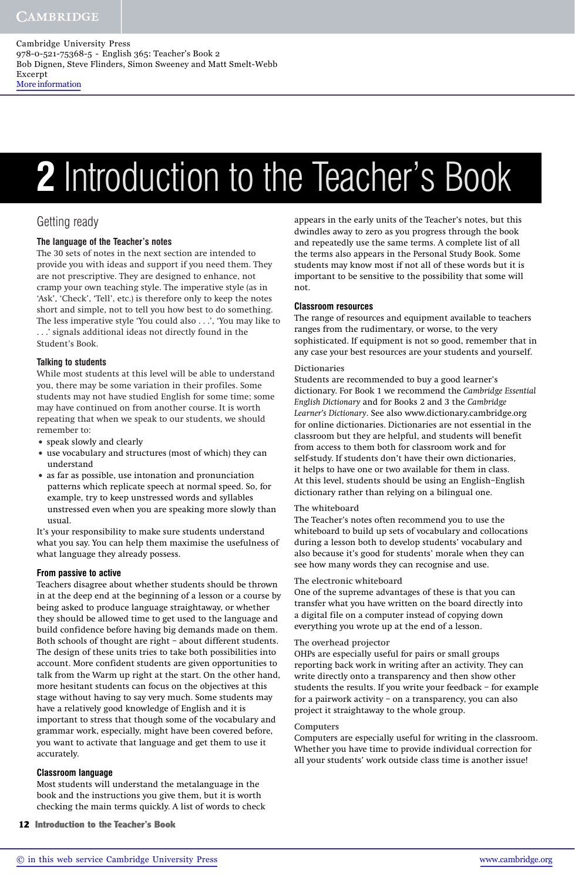# 2 Introduction to the Teacher's Book

## Getting ready

### The language of the Teacher's notes

The 30 sets of notes in the next section are intended to provide you with ideas and support if you need them. They are not prescriptive. They are designed to enhance, not cramp your own teaching style. The imperative style (as in 'Ask', 'Check', 'Tell', etc.) is therefore only to keep the notes short and simple, not to tell you how best to do something. The less imperative style 'You could also . . .', 'You may like to . . .' signals additional ideas not directly found in the Student's Book.

### Talking to students

While most students at this level will be able to understand you, there may be some variation in their profiles. Some students may not have studied English for some time; some may have continued on from another course. It is worth repeating that when we speak to our students, we should remember to:

- speak slowly and clearly
- use vocabulary and structures (most of which) they can understand
- as far as possible, use intonation and pronunciation patterns which replicate speech at normal speed. So, for example, try to keep unstressed words and syllables unstressed even when you are speaking more slowly than usual.

It's your responsibility to make sure students understand what you say. You can help them maximise the usefulness of what language they already possess.

### From passive to active

Teachers disagree about whether students should be thrown in at the deep end at the beginning of a lesson or a course by being asked to produce language straightaway, or whether they should be allowed time to get used to the language and build confidence before having big demands made on them. Both schools of thought are right – about different students. The design of these units tries to take both possibilities into account. More confident students are given opportunities to talk from the Warm up right at the start. On the other hand, more hesitant students can focus on the objectives at this stage without having to say very much. Some students may have a relatively good knowledge of English and it is important to stress that though some of the vocabulary and grammar work, especially, might have been covered before, you want to activate that language and get them to use it accurately.

### Classroom language

Most students will understand the metalanguage in the book and the instructions you give them, but it is worth checking the main terms quickly. A list of words to check appears in the early units of the Teacher's notes, but this dwindles away to zero as you progress through the book and repeatedly use the same terms. A complete list of all the terms also appears in the Personal Study Book. Some students may know most if not all of these words but it is important to be sensitive to the possibility that some will not.

### Classroom resources

The range of resources and equipment available to teachers ranges from the rudimentary, or worse, to the very sophisticated. If equipment is not so good, remember that in any case your best resources are your students and yourself.

#### Dictionaries

Students are recommended to buy a good learner's dictionary. For Book 1 we recommend the *Cambridge Essential English Dictionary* and for Books 2 and 3 the *Cambridge Learner's Dictionary*. See also www.dictionary.cambridge.org for online dictionaries. Dictionaries are not essential in the classroom but they are helpful, and students will benefit from access to them both for classroom work and for self-study. If students don't have their own dictionaries, it helps to have one or two available for them in class. At this level, students should be using an English–English dictionary rather than relying on a bilingual one.

#### The whiteboard

The Teacher's notes often recommend you to use the whiteboard to build up sets of vocabulary and collocations during a lesson both to develop students' vocabulary and also because it's good for students' morale when they can see how many words they can recognise and use.

#### The electronic whiteboard

One of the supreme advantages of these is that you can transfer what you have written on the board directly into a digital file on a computer instead of copying down everything you wrote up at the end of a lesson.

#### The overhead projector

OHPs are especially useful for pairs or small groups reporting back work in writing after an activity. They can write directly onto a transparency and then show other students the results. If you write your feedback – for example for a pairwork activity – on a transparency, you can also project it straightaway to the whole group.

#### Computers

Computers are especially useful for writing in the classroom. Whether you have time to provide individual correction for all your students' work outside class time is another issue!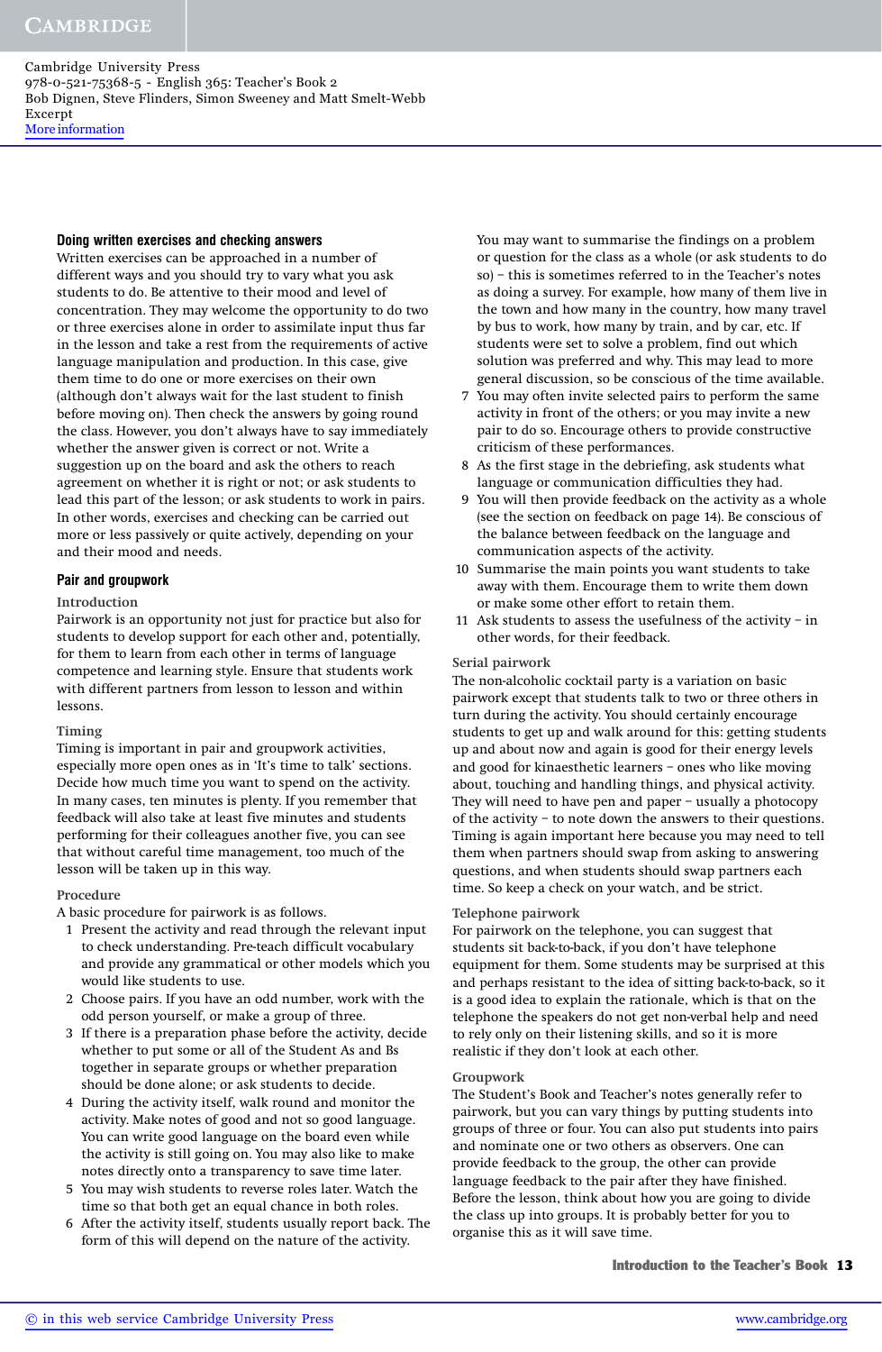### Doing written exercises and checking answers

Written exercises can be approached in a number of different ways and you should try to vary what you ask students to do. Be attentive to their mood and level of concentration. They may welcome the opportunity to do two or three exercises alone in order to assimilate input thus far in the lesson and take a rest from the requirements of active language manipulation and production. In this case, give them time to do one or more exercises on their own (although don't always wait for the last student to finish before moving on). Then check the answers by going round the class. However, you don't always have to say immediately whether the answer given is correct or not. Write a suggestion up on the board and ask the others to reach agreement on whether it is right or not; or ask students to lead this part of the lesson; or ask students to work in pairs. In other words, exercises and checking can be carried out more or less passively or quite actively, depending on your and their mood and needs.

### Pair and groupwork

**Introduction**

Pairwork is an opportunity not just for practice but also for students to develop support for each other and, potentially, for them to learn from each other in terms of language competence and learning style. Ensure that students work with different partners from lesson to lesson and within lessons.

**Timing**

Timing is important in pair and groupwork activities, especially more open ones as in 'It's time to talk' sections. Decide how much time you want to spend on the activity. In many cases, ten minutes is plenty. If you remember that feedback will also take at least five minutes and students performing for their colleagues another five, you can see that without careful time management, too much of the lesson will be taken up in this way.

**Procedure**

A basic procedure for pairwork is as follows.

1. Present the activity and read through the relevant input to check understanding. Pre-teach difficult vocabulary and provide any grammatical or other models which you would like students to use.
2. Choose pairs. If you have an odd number, work with the odd person yourself, or make a group of three.
3. If there is a preparation phase before the activity, decide whether to put some or all of the Student As and Bs together in separate groups or whether preparation should be done alone; or ask students to decide.
4. During the activity itself, walk round and monitor the activity. Make notes of good and not so good language. You can write good language on the board even while the activity is still going on. You may also like to make notes directly onto a transparency to save time later.
5. You may wish students to reverse roles later. Watch the time so that both get an equal chance in both roles.
6. After the activity itself, students usually report back. The form of this will depend on the nature of the activity. You may want to summarise the findings on a problem or question for the class as a whole (or ask students to do so) – this is sometimes referred to in the Teacher's notes as doing a survey. For example, how many of them live in the town and how many in the country, how many travel by bus to work, how many by train, and by car, etc. If students were set to solve a problem, find out which solution was preferred and why. This may lead to more general discussion, so be conscious of the time available.
7. You may often invite selected pairs to perform the same activity in front of the others; or you may invite a new pair to do so. Encourage others to provide constructive criticism of these performances.
8. As the first stage in the debriefing, ask students what language or communication difficulties they had.
9. You will then provide feedback on the activity as a whole (see the section on feedback on page 14). Be conscious of the balance between feedback on the language and communication aspects of the activity.
10. Summarise the main points you want students to take away with them. Encourage them to write them down or make some other effort to retain them.
11. Ask students to assess the usefulness of the activity – in other words, for their feedback.

**Serial pairwork**

The non-alcoholic cocktail party is a variation on basic pairwork except that students talk to two or three others in turn during the activity. You should certainly encourage students to get up and walk around for this: getting students up and about now and again is good for their energy levels and good for kinaesthetic learners – ones who like moving about, touching and handling things, and physical activity. They will need to have pen and paper – usually a photocopy of the activity – to note down the answers to their questions. Timing is again important here because you may need to tell them when partners should swap from asking to answering questions, and when students should swap partners each time. So keep a check on your watch, and be strict.

**Telephone pairwork**

For pairwork on the telephone, you can suggest that students sit back-to-back, if you don't have telephone equipment for them. Some students may be surprised at this and perhaps resistant to the idea of sitting back-to-back, so it is a good idea to explain the rationale, which is that on the telephone the speakers do not get non-verbal help and need to rely only on their listening skills, and so it is more realistic if they don't look at each other.

**Groupwork**

The Student's Book and Teacher's notes generally refer to pairwork, but you can vary things by putting students into groups of three or four. You can also put students into pairs and nominate one or two others as observers. One can provide feedback to the group, the other can provide language feedback to the pair after they have finished. Before the lesson, think about how you are going to divide the class up into groups. It is probably better for you to organise this as it will save time.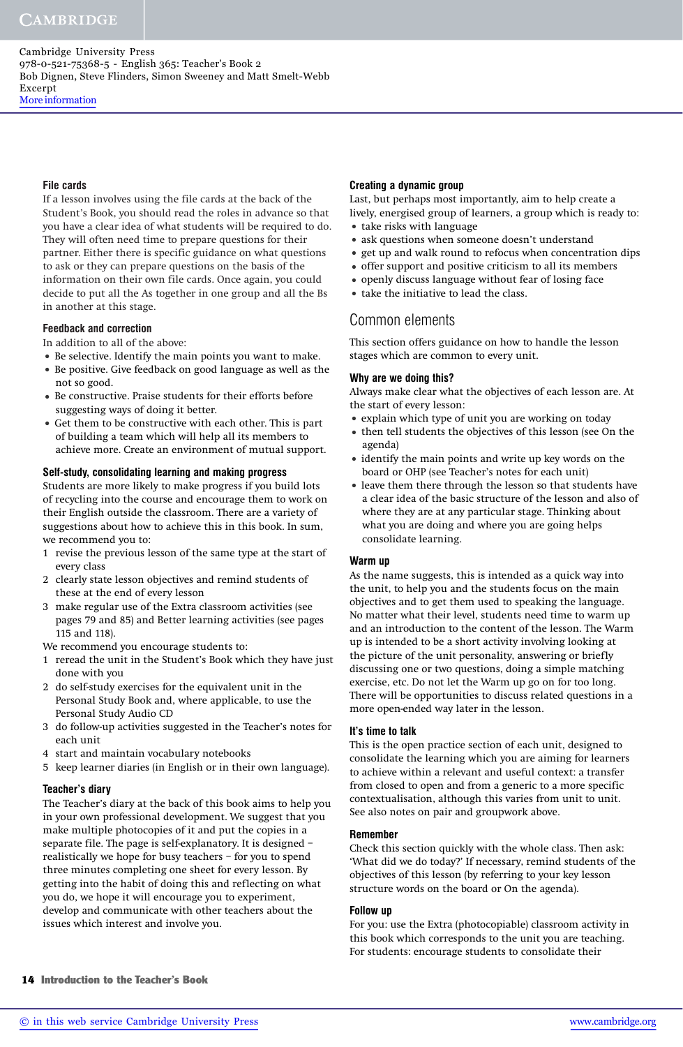### File cards

If a lesson involves using the file cards at the back of the Student's Book, you should read the roles in advance so that you have a clear idea of what students will be required to do. They will often need time to prepare questions for their partner. Either there is specific guidance on what questions to ask or they can prepare questions on the basis of the information on their own file cards. Once again, you could decide to put all the As together in one group and all the Bs in another at this stage.

### Feedback and correction

In addition to all of the above:

- Be selective. Identify the main points you want to make.
- Be positive. Give feedback on good language as well as the not so good.
- Be constructive. Praise students for their efforts before suggesting ways of doing it better.
- Get them to be constructive with each other. This is part of building a team which will help all its members to achieve more. Create an environment of mutual support.

### Self-study, consolidating learning and making progress

Students are more likely to make progress if you build lots of recycling into the course and encourage them to work on their English outside the classroom. There are a variety of suggestions about how to achieve this in this book. In sum, we recommend you to:

1. revise the previous lesson of the same type at the start of every class
2. clearly state lesson objectives and remind students of these at the end of every lesson
3. make regular use of the Extra classroom activities (see pages 79 and 85) and Better learning activities (see pages 115 and 118).

We recommend you encourage students to:

1. reread the unit in the Student's Book which they have just done with you
2. do self-study exercises for the equivalent unit in the Personal Study Book and, where applicable, to use the Personal Study Audio CD
3. do follow-up activities suggested in the Teacher's notes for each unit
4. start and maintain vocabulary notebooks
5. keep learner diaries (in English or in their own language).

### Teacher's diary

The Teacher's diary at the back of this book aims to help you in your own professional development. We suggest that you make multiple photocopies of it and put the copies in a separate file. The page is self-explanatory. It is designed – realistically we hope for busy teachers – for you to spend three minutes completing one sheet for every lesson. By getting into the habit of doing this and reflecting on what you do, we hope it will encourage you to experiment, develop and communicate with other teachers about the issues which interest and involve you.

### Creating a dynamic group

Last, but perhaps most importantly, aim to help create a lively, energised group of learners, a group which is ready to:

- take risks with language
- ask questions when someone doesn't understand
- get up and walk round to refocus when concentration dips
- offer support and positive criticism to all its members
- openly discuss language without fear of losing face
- take the initiative to lead the class.

## Common elements

This section offers guidance on how to handle the lesson stages which are common to every unit.

### Why are we doing this?

Always make clear what the objectives of each lesson are. At the start of every lesson:

- explain which type of unit you are working on today
- then tell students the objectives of this lesson (see On the agenda)
- identify the main points and write up key words on the board or OHP (see Teacher's notes for each unit)
- leave them there through the lesson so that students have a clear idea of the basic structure of the lesson and also of where they are at any particular stage. Thinking about what you are doing and where you are going helps consolidate learning.

### Warm up

As the name suggests, this is intended as a quick way into the unit, to help you and the students focus on the main objectives and to get them used to speaking the language. No matter what their level, students need time to warm up and an introduction to the content of the lesson. The Warm up is intended to be a short activity involving looking at the picture of the unit personality, answering or briefly discussing one or two questions, doing a simple matching exercise, etc. Do not let the Warm up go on for too long. There will be opportunities to discuss related questions in a more open-ended way later in the lesson.

### It's time to talk

This is the open practice section of each unit, designed to consolidate the learning which you are aiming for learners to achieve within a relevant and useful context: a transfer from closed to open and from a generic to a more specific contextualisation, although this varies from unit to unit. See also notes on pair and groupwork above.

### Remember

Check this section quickly with the whole class. Then ask: 'What did we do today?' If necessary, remind students of the objectives of this lesson (by referring to your key lesson structure words on the board or On the agenda).

### Follow up

For you: use the Extra (photocopiable) classroom activity in this book which corresponds to the unit you are teaching. For students: encourage students to consolidate their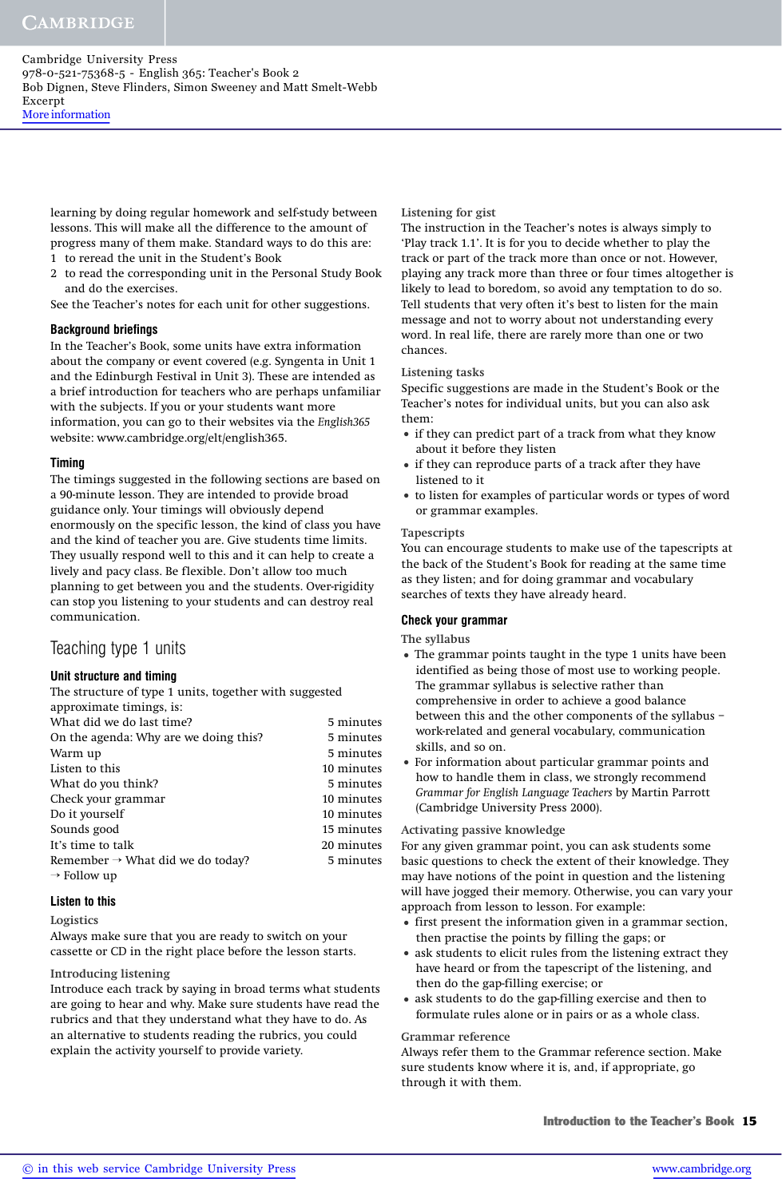learning by doing regular homework and self-study between lessons. This will make all the difference to the amount of progress many of them make. Standard ways to do this are:

1. to reread the unit in the Student's Book
2. to read the corresponding unit in the Personal Study Book and do the exercises.

See the Teacher's notes for each unit for other suggestions.

### Background briefings

In the Teacher's Book, some units have extra information about the company or event covered (e.g. Syngenta in Unit 1 and the Edinburgh Festival in Unit 3). These are intended as a brief introduction for teachers who are perhaps unfamiliar with the subjects. If you or your students want more information, you can go to their websites via the *English365* website: www.cambridge.org/elt/english365.

### Timing

The timings suggested in the following sections are based on a 90-minute lesson. They are intended to provide broad guidance only. Your timings will obviously depend enormously on the specific lesson, the kind of class you have and the kind of teacher you are. Give students time limits. They usually respond well to this and it can help to create a lively and pacy class. Be flexible. Don't allow too much planning to get between you and the students. Over-rigidity can stop you listening to your students and can destroy real communication.

## Teaching type 1 units

### Unit structure and timing

The structure of type 1 units, together with suggested approximate timings, is:

| | |
|---|---|
| What did we do last time? | 5 minutes |
| On the agenda: Why are we doing this? | 5 minutes |
| Warm up | 5 minutes |
| Listen to this | 10 minutes |
| What do you think? | 5 minutes |
| Check your grammar | 10 minutes |
| Do it yourself | 10 minutes |
| Sounds good | 15 minutes |
| It's time to talk | 20 minutes |
| Remember → What did we do today? → Follow up | 5 minutes |

### Listen to this

#### Logistics

Always make sure that you are ready to switch on your cassette or CD in the right place before the lesson starts.

#### Introducing listening

Introduce each track by saying in broad terms what students are going to hear and why. Make sure students have read the rubrics and that they understand what they have to do. As an alternative to students reading the rubrics, you could explain the activity yourself to provide variety.

#### Listening for gist

The instruction in the Teacher's notes is always simply to 'Play track 1.1'. It is for you to decide whether to play the track or part of the track more than once or not. However, playing any track more than three or four times altogether is likely to lead to boredom, so avoid any temptation to do so. Tell students that very often it's best to listen for the main message and not to worry about not understanding every word. In real life, there are rarely more than one or two chances.

#### Listening tasks

Specific suggestions are made in the Student's Book or the Teacher's notes for individual units, but you can also ask them:

- if they can predict part of a track from what they know about it before they listen
- if they can reproduce parts of a track after they have listened to it
- to listen for examples of particular words or types of word or grammar examples.

#### Tapescripts

You can encourage students to make use of the tapescripts at the back of the Student's Book for reading at the same time as they listen; and for doing grammar and vocabulary searches of texts they have already heard.

### Check your grammar

#### The syllabus

- The grammar points taught in the type 1 units have been identified as being those of most use to working people. The grammar syllabus is selective rather than comprehensive in order to achieve a good balance between this and the other components of the syllabus – work-related and general vocabulary, communication skills, and so on.
- For information about particular grammar points and how to handle them in class, we strongly recommend *Grammar for English Language Teachers* by Martin Parrott (Cambridge University Press 2000).

#### Activating passive knowledge

For any given grammar point, you can ask students some basic questions to check the extent of their knowledge. They may have notions of the point in question and the listening will have jogged their memory. Otherwise, you can vary your approach from lesson to lesson. For example:

- first present the information given in a grammar section, then practise the points by filling the gaps; or
- ask students to elicit rules from the listening extract they have heard or from the tapescript of the listening, and then do the gap-filling exercise; or
- ask students to do the gap-filling exercise and then to formulate rules alone or in pairs or as a whole class.

#### Grammar reference

Always refer them to the Grammar reference section. Make sure students know where it is, and, if appropriate, go through it with them.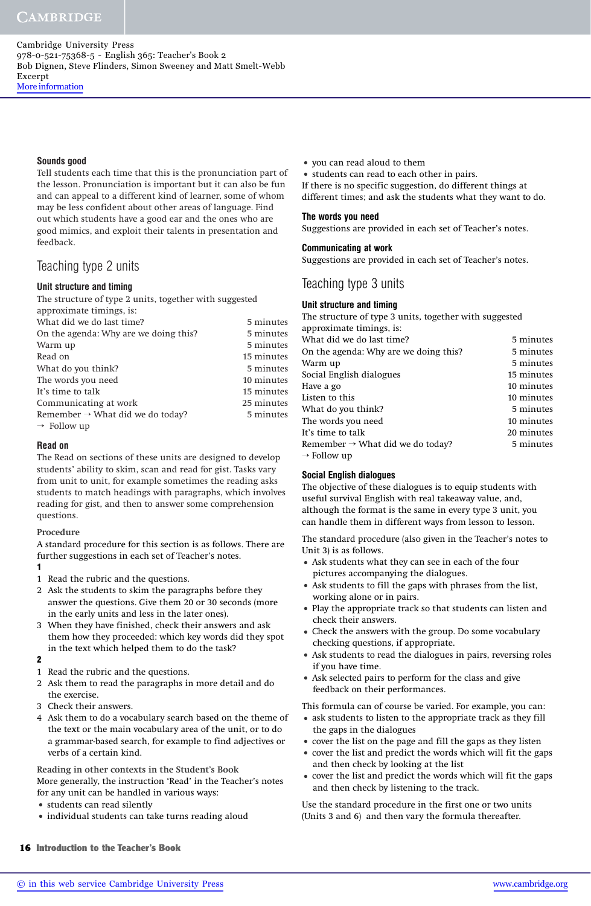### Sounds good

Tell students each time that this is the pronunciation part of the lesson. Pronunciation is important but it can also be fun and can appeal to a different kind of learner, some of whom may be less confident about other areas of language. Find out which students have a good ear and the ones who are good mimics, and exploit their talents in presentation and feedback.

## Teaching type 2 units

### Unit structure and timing

The structure of type 2 units, together with suggested approximate timings, is:

| | |
|---|---|
| What did we do last time? | 5 minutes |
| On the agenda: Why are we doing this? | 5 minutes |
| Warm up | 5 minutes |
| Read on | 15 minutes |
| What do you think? | 5 minutes |
| The words you need | 10 minutes |
| It's time to talk | 15 minutes |
| Communicating at work | 25 minutes |
| Remember → What did we do today? | 5 minutes |
| → Follow up | |

### Read on

The Read on sections of these units are designed to develop students' ability to skim, scan and read for gist. Tasks vary from unit to unit, for example sometimes the reading asks students to match headings with paragraphs, which involves reading for gist, and then to answer some comprehension questions.

Procedure

A standard procedure for this section is as follows. There are further suggestions in each set of Teacher's notes.

**1**

1. Read the rubric and the questions.
2. Ask the students to skim the paragraphs before they answer the questions. Give them 20 or 30 seconds (more in the early units and less in the later ones).
3. When they have finished, check their answers and ask them how they proceeded: which key words did they spot in the text which helped them to do the task?

**2**

1. Read the rubric and the questions.
2. Ask them to read the paragraphs in more detail and do the exercise.
3. Check their answers.
4. Ask them to do a vocabulary search based on the theme of the text or the main vocabulary area of the unit, or to do a grammar-based search, for example to find adjectives or verbs of a certain kind.

Reading in other contexts in the Student's Book

More generally, the instruction 'Read' in the Teacher's notes for any unit can be handled in various ways:

- students can read silently
- individual students can take turns reading aloud
- you can read aloud to them
- students can read to each other in pairs.

If there is no specific suggestion, do different things at different times; and ask the students what they want to do.

### The words you need

Suggestions are provided in each set of Teacher's notes.

### Communicating at work

Suggestions are provided in each set of Teacher's notes.

## Teaching type 3 units

### Unit structure and timing

The structure of type 3 units, together with suggested approximate timings, is:

| | |
|---|---|
| What did we do last time? | 5 minutes |
| On the agenda: Why are we doing this? | 5 minutes |
| Warm up | 5 minutes |
| Social English dialogues | 15 minutes |
| Have a go | 10 minutes |
| Listen to this | 10 minutes |
| What do you think? | 5 minutes |
| The words you need | 10 minutes |
| It's time to talk | 20 minutes |
| Remember → What did we do today? | 5 minutes |
| → Follow up | |

### Social English dialogues

The objective of these dialogues is to equip students with useful survival English with real takeaway value, and, although the format is the same in every type 3 unit, you can handle them in different ways from lesson to lesson.

The standard procedure (also given in the Teacher's notes to Unit 3) is as follows.

- Ask students what they can see in each of the four pictures accompanying the dialogues.
- Ask students to fill the gaps with phrases from the list, working alone or in pairs.
- Play the appropriate track so that students can listen and check their answers.
- Check the answers with the group. Do some vocabulary checking questions, if appropriate.
- Ask students to read the dialogues in pairs, reversing roles if you have time.
- Ask selected pairs to perform for the class and give feedback on their performances.

This formula can of course be varied. For example, you can:

- ask students to listen to the appropriate track as they fill the gaps in the dialogues
- cover the list on the page and fill the gaps as they listen
- cover the list and predict the words which will fit the gaps and then check by looking at the list
- cover the list and predict the words which will fit the gaps and then check by listening to the track.

Use the standard procedure in the first one or two units (Units 3 and 6) and then vary the formula thereafter.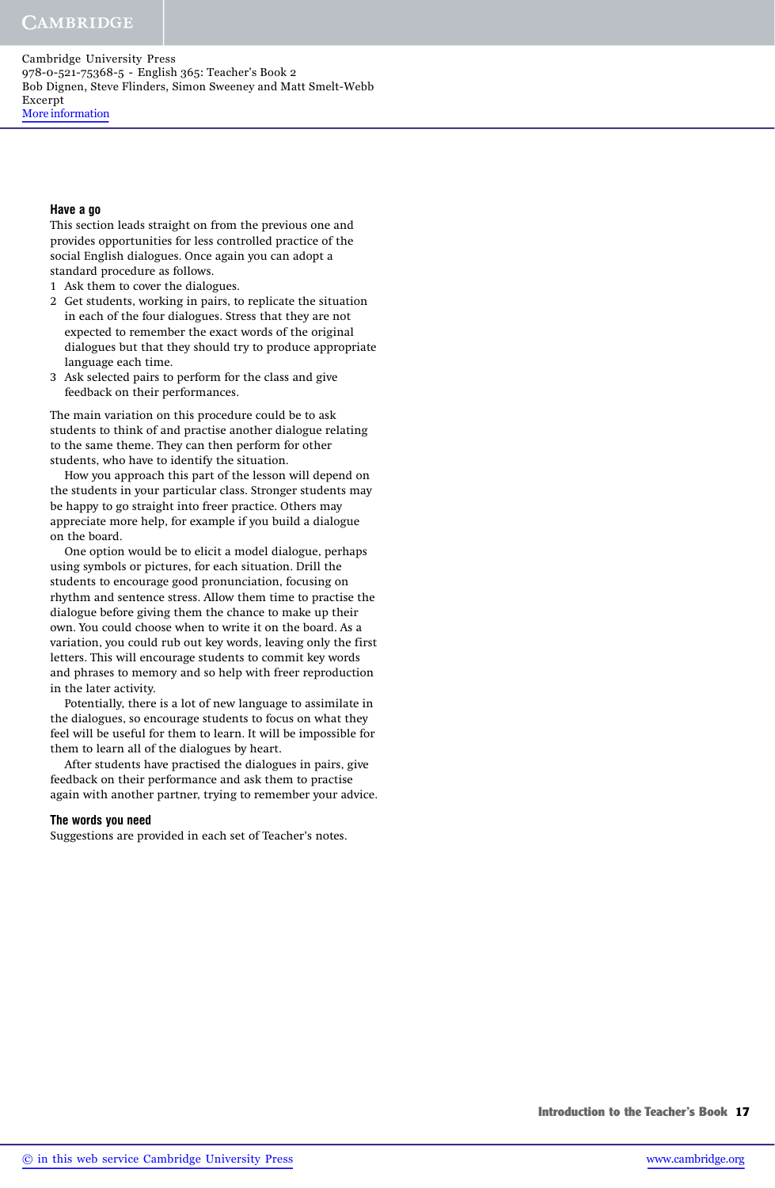### Have a go

This section leads straight on from the previous one and provides opportunities for less controlled practice of the social English dialogues. Once again you can adopt a standard procedure as follows.

1. Ask them to cover the dialogues.
2. Get students, working in pairs, to replicate the situation in each of the four dialogues. Stress that they are not expected to remember the exact words of the original dialogues but that they should try to produce appropriate language each time.
3. Ask selected pairs to perform for the class and give feedback on their performances.

The main variation on this procedure could be to ask students to think of and practise another dialogue relating to the same theme. They can then perform for other students, who have to identify the situation.

How you approach this part of the lesson will depend on the students in your particular class. Stronger students may be happy to go straight into freer practice. Others may appreciate more help, for example if you build a dialogue on the board.

One option would be to elicit a model dialogue, perhaps using symbols or pictures, for each situation. Drill the students to encourage good pronunciation, focusing on rhythm and sentence stress. Allow them time to practise the dialogue before giving them the chance to make up their own. You could choose when to write it on the board. As a variation, you could rub out key words, leaving only the first letters. This will encourage students to commit key words and phrases to memory and so help with freer reproduction in the later activity.

Potentially, there is a lot of new language to assimilate in the dialogues, so encourage students to focus on what they feel will be useful for them to learn. It will be impossible for them to learn all of the dialogues by heart.

After students have practised the dialogues in pairs, give feedback on their performance and ask them to practise again with another partner, trying to remember your advice.

### The words you need

Suggestions are provided in each set of Teacher's notes.